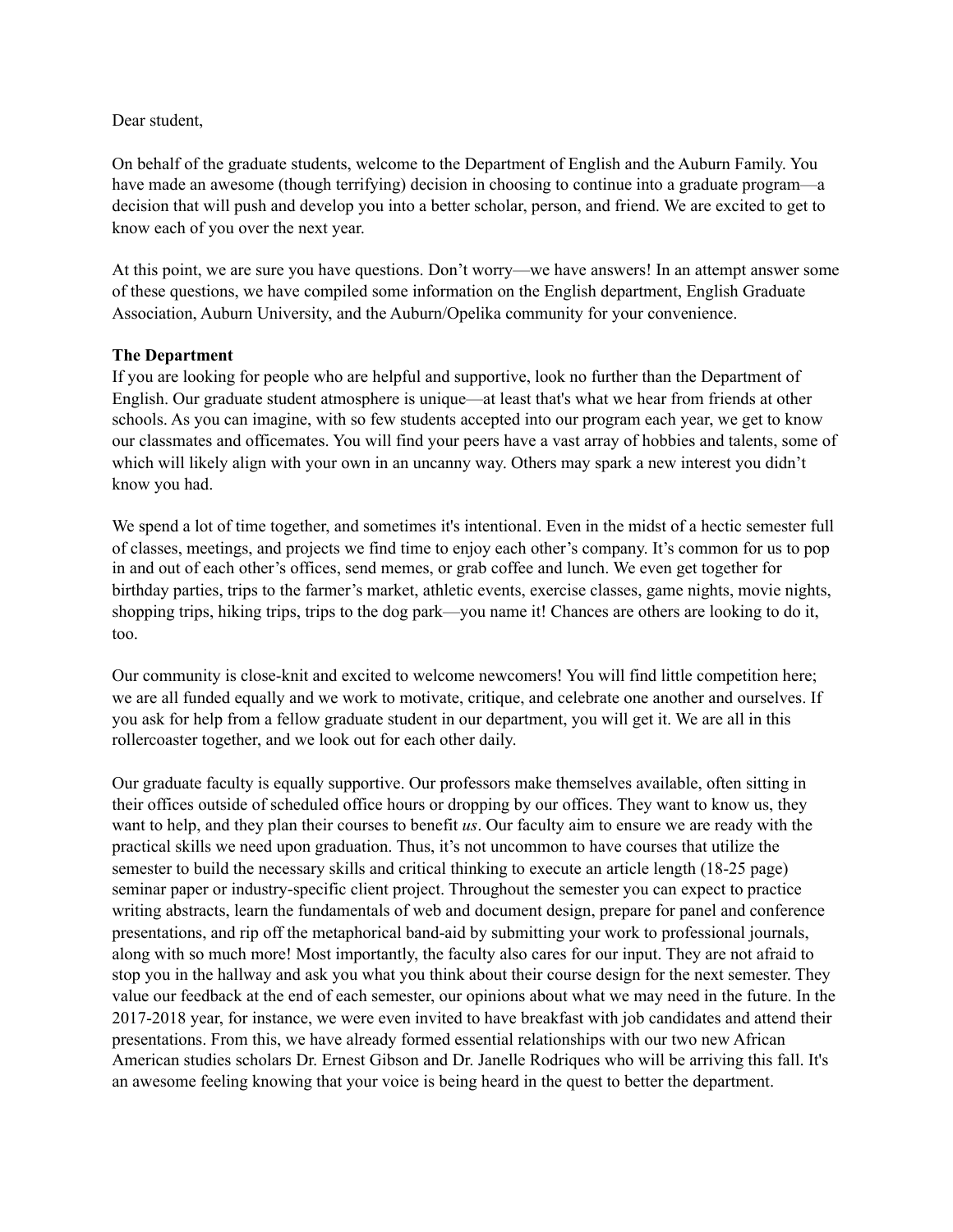Dear student,

On behalf of the graduate students, welcome to the Department of English and the Auburn Family. You have made an awesome (though terrifying) decision in choosing to continue into a graduate program—a decision that will push and develop you into a better scholar, person, and friend. We are excited to get to know each of you over the next year.

At this point, we are sure you have questions. Don't worry—we have answers! In an attempt answer some of these questions, we have compiled some information on the English department, English Graduate Association, Auburn University, and the Auburn/Opelika community for your convenience.

**The Department**

If you are looking for people who are helpful and supportive, look no further than the Department of English. Our graduate student atmosphere is unique—at least that's what we hear from friends at other schools. As you can imagine, with so few students accepted into our program each year, we get to know our classmates and officemates. You will find your peers have a vast array of hobbies and talents, some of which will likely align with your own in an uncanny way. Others may spark a new interest you didn't know you had.

We spend a lot of time together, and sometimes it's intentional. Even in the midst of a hectic semester full of classes, meetings, and projects we find time to enjoy each other's company. It's common for us to pop in and out of each other's offices, send memes, or grab coffee and lunch. We even get together for birthday parties, trips to the farmer's market, athletic events, exercise classes, game nights, movie nights, shopping trips, hiking trips, trips to the dog park—you name it! Chances are others are looking to do it, too.

Our community is close-knit and excited to welcome newcomers! You will find little competition here; we are all funded equally and we work to motivate, critique, and celebrate one another and ourselves. If you ask for help from a fellow graduate student in our department, you will get it. We are all in this rollercoaster together, and we look out for each other daily.

Our graduate faculty is equally supportive. Our professors make themselves available, often sitting in their offices outside of scheduled office hours or dropping by our offices. They want to know us, they want to help, and they plan their courses to benefit *us*. Our faculty aim to ensure we are ready with the practical skills we need upon graduation. Thus, it's not uncommon to have courses that utilize the semester to build the necessary skills and critical thinking to execute an article length (18-25 page) seminar paper or industry-specific client project. Throughout the semester you can expect to practice writing abstracts, learn the fundamentals of web and document design, prepare for panel and conference presentations, and rip off the metaphorical band-aid by submitting your work to professional journals, along with so much more! Most importantly, the faculty also cares for our input. They are not afraid to stop you in the hallway and ask you what you think about their course design for the next semester. They value our feedback at the end of each semester, our opinions about what we may need in the future. In the 2017-2018 year, for instance, we were even invited to have breakfast with job candidates and attend their presentations. From this, we have already formed essential relationships with our two new African American studies scholars Dr. Ernest Gibson and Dr. Janelle Rodriques who will be arriving this fall. It's an awesome feeling knowing that your voice is being heard in the quest to better the department.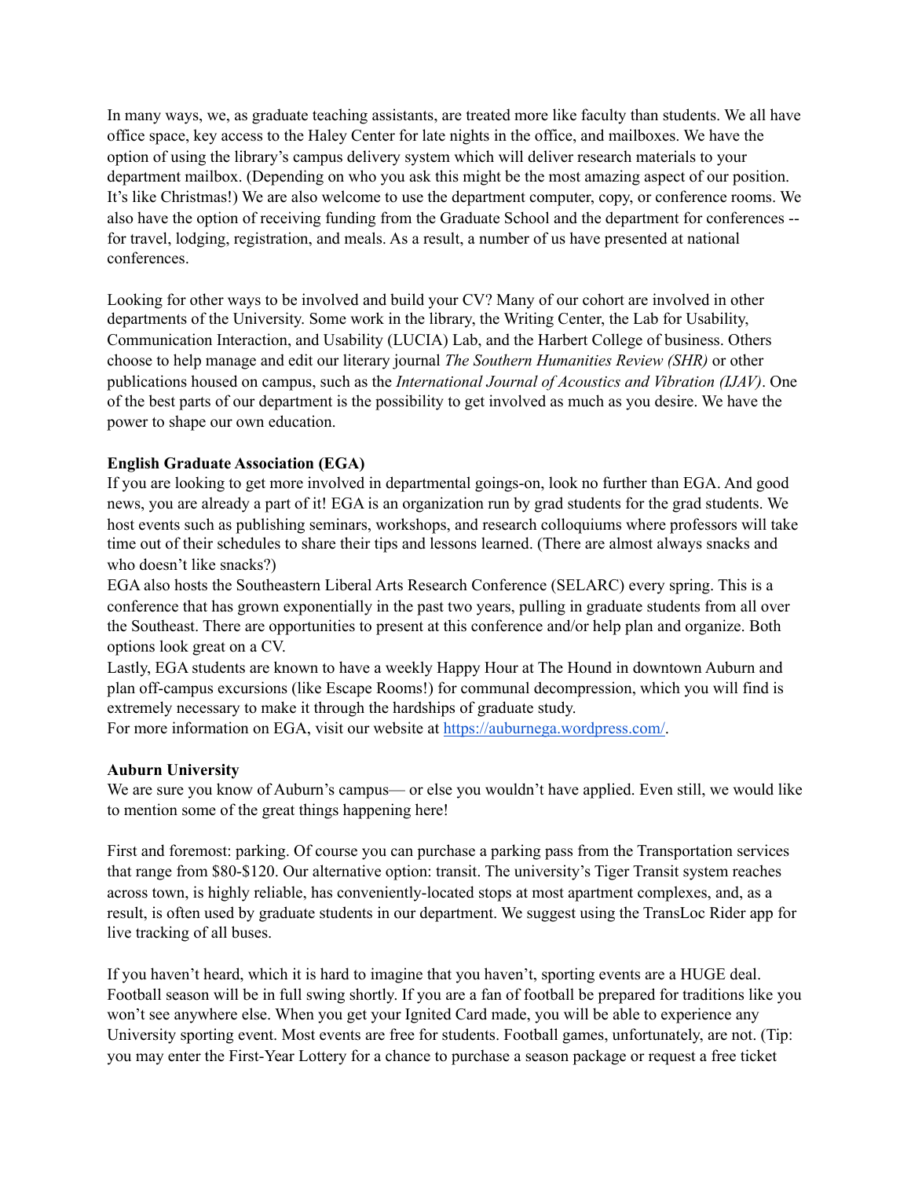In many ways, we, as graduate teaching assistants, are treated more like faculty than students. We all have office space, key access to the Haley Center for late nights in the office, and mailboxes. We have the option of using the library's campus delivery system which will deliver research materials to your department mailbox. (Depending on who you ask this might be the most amazing aspect of our position. It's like Christmas!) We are also welcome to use the department computer, copy, or conference rooms. We also have the option of receiving funding from the Graduate School and the department for conferences -- for travel, lodging, registration, and meals. As a result, a number of us have presented at national conferences.

Looking for other ways to be involved and build your CV? Many of our cohort are involved in other departments of the University. Some work in the library, the Writing Center, the Lab for Usability, Communication Interaction, and Usability (LUCIA) Lab, and the Harbert College of business. Others choose to help manage and edit our literary journal *The Southern Humanities Review (SHR)* or other publications housed on campus, such as the *International Journal of Acoustics and Vibration (IJAV)*. One of the best parts of our department is the possibility to get involved as much as you desire. We have the power to shape our own education.

**English Graduate Association (EGA)**

If you are looking to get more involved in departmental goings-on, look no further than EGA. And good news, you are already a part of it! EGA is an organization run by grad students for the grad students. We host events such as publishing seminars, workshops, and research colloquiums where professors will take time out of their schedules to share their tips and lessons learned. (There are almost always snacks and who doesn't like snacks?)

EGA also hosts the Southeastern Liberal Arts Research Conference (SELARC) every spring. This is a conference that has grown exponentially in the past two years, pulling in graduate students from all over the Southeast. There are opportunities to present at this conference and/or help plan and organize. Both options look great on a CV.

Lastly, EGA students are known to have a weekly Happy Hour at The Hound in downtown Auburn and plan off-campus excursions (like Escape Rooms!) for communal decompression, which you will find is extremely necessary to make it through the hardships of graduate study.

For more information on EGA, visit our website at [https://auburnega.wordpress.com/](https://auburnega.wordpress.com/).

**Auburn University**

We are sure you know of Auburn's campus— or else you wouldn't have applied. Even still, we would like to mention some of the great things happening here!

First and foremost: parking. Of course you can purchase a parking pass from the Transportation services that range from $80-$120. Our alternative option: transit. The university's Tiger Transit system reaches across town, is highly reliable, has conveniently-located stops at most apartment complexes, and, as a result, is often used by graduate students in our department. We suggest using the TransLoc Rider app for live tracking of all buses.

If you haven't heard, which it is hard to imagine that you haven't, sporting events are a HUGE deal. Football season will be in full swing shortly. If you are a fan of football be prepared for traditions like you won't see anywhere else. When you get your Ignited Card made, you will be able to experience any University sporting event. Most events are free for students. Football games, unfortunately, are not. (Tip: you may enter the First-Year Lottery for a chance to purchase a season package or request a free ticket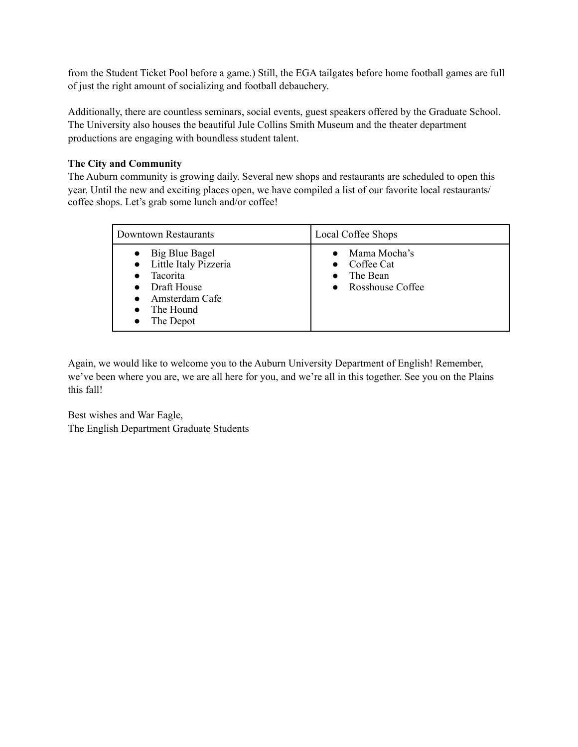from the Student Ticket Pool before a game.) Still, the EGA tailgates before home football games are full of just the right amount of socializing and football debauchery.

Additionally, there are countless seminars, social events, guest speakers offered by the Graduate School. The University also houses the beautiful Jule Collins Smith Museum and the theater department productions are engaging with boundless student talent.

**The City and Community**

The Auburn community is growing daily. Several new shops and restaurants are scheduled to open this year. Until the new and exciting places open, we have compiled a list of our favorite local restaurants/ coffee shops. Let's grab some lunch and/or coffee!

| Downtown Restaurants | Local Coffee Shops |
|---|---|
| • Big Blue Bagel<br>• Little Italy Pizzeria<br>• Tacorita<br>• Draft House<br>• Amsterdam Cafe<br>• The Hound<br>• The Depot | • Mama Mocha's<br>• Coffee Cat<br>• The Bean<br>• Rosshouse Coffee |

Again, we would like to welcome you to the Auburn University Department of English! Remember, we've been where you are, we are all here for you, and we're all in this together. See you on the Plains this fall!

Best wishes and War Eagle,
The English Department Graduate Students